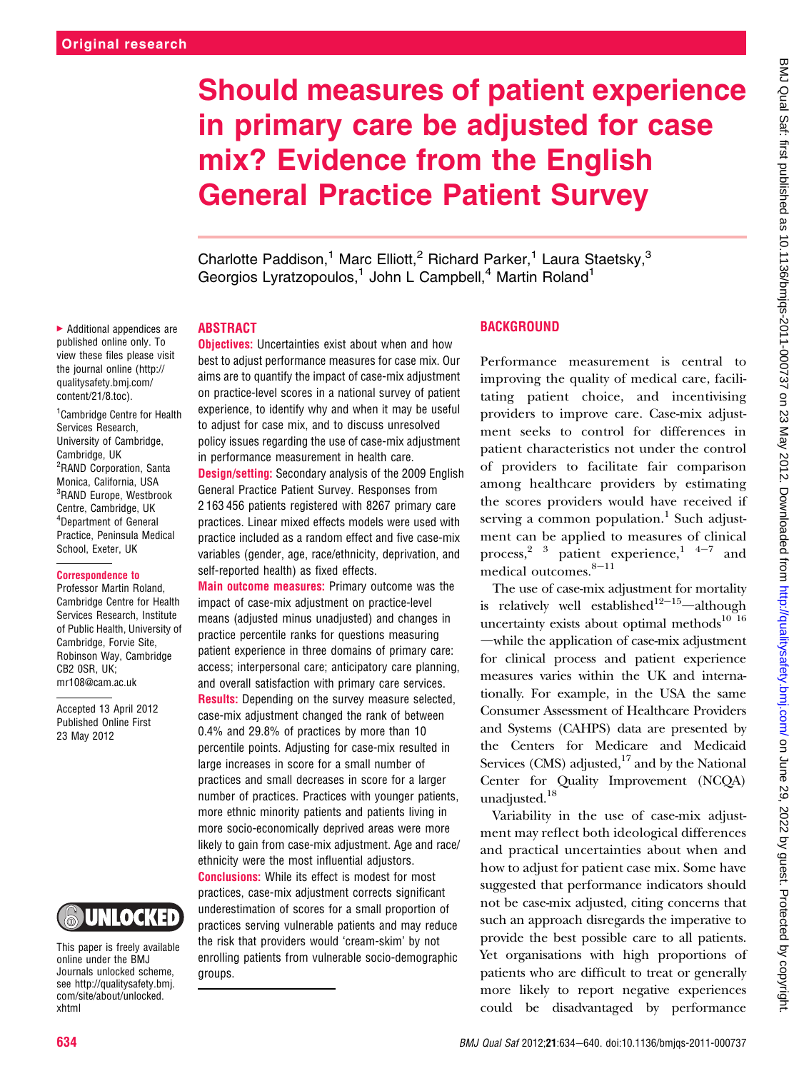Original research

# Should measures of patient experience in primary care be adjusted for case mix? Evidence from the English General Practice Patient Survey

Charlotte Paddison,[1] Marc Elliott,[2] Richard Parker,[1] Laura Staetsky,[3] Georgios Lyratzopoulos,[1] John L Campbell,[4] Martin Roland[1]

▸ Additional appendices are published online only. To view these files please visit the journal online (http://qualitysafety.bmj.com/content/21/8.toc).

[1]Cambridge Centre for Health Services Research, University of Cambridge, Cambridge, UK
[2]RAND Corporation, Santa Monica, California, USA
[3]RAND Europe, Westbrook Centre, Cambridge, UK
[4]Department of General Practice, Peninsula Medical School, Exeter, UK

**Correspondence to**
Professor Martin Roland, Cambridge Centre for Health Services Research, Institute of Public Health, University of Cambridge, Forvie Site, Robinson Way, Cambridge CB2 0SR, UK; mr108@cam.ac.uk

Accepted 13 April 2012
Published Online First 23 May 2012

This paper is freely available online under the BMJ Journals unlocked scheme, see http://qualitysafety.bmj.com/site/about/unlocked.xhtml

## ABSTRACT

**Objectives:** Uncertainties exist about when and how best to adjust performance measures for case mix. Our aims are to quantify the impact of case-mix adjustment on practice-level scores in a national survey of patient experience, to identify why and when it may be useful to adjust for case mix, and to discuss unresolved policy issues regarding the use of case-mix adjustment in performance measurement in health care.

**Design/setting:** Secondary analysis of the 2009 English General Practice Patient Survey. Responses from 2 163 456 patients registered with 8267 primary care practices. Linear mixed effects models were used with practice included as a random effect and five case-mix variables (gender, age, race/ethnicity, deprivation, and self-reported health) as fixed effects.

**Main outcome measures:** Primary outcome was the impact of case-mix adjustment on practice-level means (adjusted minus unadjusted) and changes in practice percentile ranks for questions measuring patient experience in three domains of primary care: access; interpersonal care; anticipatory care planning, and overall satisfaction with primary care services.

**Results:** Depending on the survey measure selected, case-mix adjustment changed the rank of between 0.4% and 29.8% of practices by more than 10 percentile points. Adjusting for case-mix resulted in large increases in score for a small number of practices and small decreases in score for a larger number of practices. Practices with younger patients, more ethnic minority patients and patients living in more socio-economically deprived areas were more likely to gain from case-mix adjustment. Age and race/ethnicity were the most influential adjustors.

**Conclusions:** While its effect is modest for most practices, case-mix adjustment corrects significant underestimation of scores for a small proportion of practices serving vulnerable patients and may reduce the risk that providers would 'cream-skim' by not enrolling patients from vulnerable socio-demographic groups.

## BACKGROUND

Performance measurement is central to improving the quality of medical care, facilitating patient choice, and incentivising providers to improve care. Case-mix adjustment seeks to control for differences in patient characteristics not under the control of providers to facilitate fair comparison among healthcare providers by estimating the scores providers would have received if serving a common population.[1] Such adjustment can be applied to measures of clinical process,[2 3] patient experience,[1 4–7] and medical outcomes.[8–11]

The use of case-mix adjustment for mortality is relatively well established[12–15]—although uncertainty exists about optimal methods[10 16]—while the application of case-mix adjustment for clinical process and patient experience measures varies within the UK and internationally. For example, in the USA the same Consumer Assessment of Healthcare Providers and Systems (CAHPS) data are presented by the Centers for Medicare and Medicaid Services (CMS) adjusted,[17] and by the National Center for Quality Improvement (NCQA) unadjusted.[18]

Variability in the use of case-mix adjustment may reflect both ideological differences and practical uncertainties about when and how to adjust for patient case mix. Some have suggested that performance indicators should not be case-mix adjusted, citing concerns that such an approach disregards the imperative to provide the best possible care to all patients. Yet organisations with high proportions of patients who are difficult to treat or generally more likely to report negative experiences could be disadvantaged by performance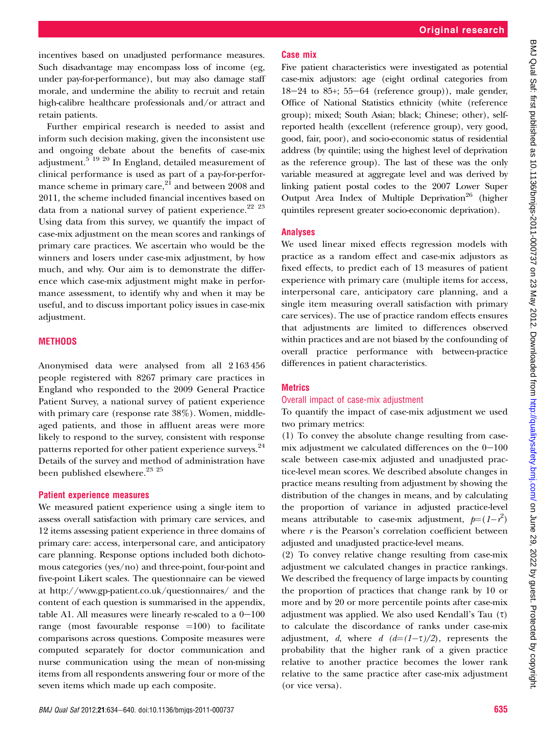incentives based on unadjusted performance measures. Such disadvantage may encompass loss of income (eg, under pay-for-performance), but may also damage staff morale, and undermine the ability to recruit and retain high-calibre healthcare professionals and/or attract and retain patients.

Further empirical research is needed to assist and inform such decision making, given the inconsistent use and ongoing debate about the benefits of case-mix adjustment.[5 19 20] In England, detailed measurement of clinical performance is used as part of a pay-for-performance scheme in primary care,[21] and between 2008 and 2011, the scheme included financial incentives based on data from a national survey of patient experience.[22 23] Using data from this survey, we quantify the impact of case-mix adjustment on the mean scores and rankings of primary care practices. We ascertain who would be the winners and losers under case-mix adjustment, by how much, and why. Our aim is to demonstrate the difference which case-mix adjustment might make in performance assessment, to identify why and when it may be useful, and to discuss important policy issues in case-mix adjustment.

## METHODS

Anonymised data were analysed from all 2 163 456 people registered with 8267 primary care practices in England who responded to the 2009 General Practice Patient Survey, a national survey of patient experience with primary care (response rate 38%). Women, middle-aged patients, and those in affluent areas were more likely to respond to the survey, consistent with response patterns reported for other patient experience surveys.[24] Details of the survey and method of administration have been published elsewhere.[23 25]

### Patient experience measures

We measured patient experience using a single item to assess overall satisfaction with primary care services, and 12 items assessing patient experience in three domains of primary care: access, interpersonal care, and anticipatory care planning. Response options included both dichotomous categories (yes/no) and three-point, four-point and five-point Likert scales. The questionnaire can be viewed at http://www.gp-patient.co.uk/questionnaires/ and the content of each question is summarised in the appendix, table A1. All measures were linearly re-scaled to a 0–100 range (most favourable response =100) to facilitate comparisons across questions. Composite measures were computed separately for doctor communication and nurse communication using the mean of non-missing items from all respondents answering four or more of the seven items which made up each composite.

### Case mix

Five patient characteristics were investigated as potential case-mix adjustors: age (eight ordinal categories from 18–24 to 85+; 55–64 (reference group)), male gender, Office of National Statistics ethnicity (white (reference group); mixed; South Asian; black; Chinese; other), self-reported health (excellent (reference group), very good, good, fair, poor), and socio-economic status of residential address (by quintile; using the highest level of deprivation as the reference group). The last of these was the only variable measured at aggregate level and was derived by linking patient postal codes to the 2007 Lower Super Output Area Index of Multiple Deprivation[26] (higher quintiles represent greater socio-economic deprivation).

### Analyses

We used linear mixed effects regression models with practice as a random effect and case-mix adjustors as fixed effects, to predict each of 13 measures of patient experience with primary care (multiple items for access, interpersonal care, anticipatory care planning, and a single item measuring overall satisfaction with primary care services). The use of practice random effects ensures that adjustments are limited to differences observed within practices and are not biased by the confounding of overall practice performance with between-practice differences in patient characteristics.

### Metrics

#### Overall impact of case-mix adjustment

To quantify the impact of case-mix adjustment we used two primary metrics:

(1) To convey the absolute change resulting from case-mix adjustment we calculated differences on the 0–100 scale between case-mix adjusted and unadjusted practice-level mean scores. We described absolute changes in practice means resulting from adjustment by showing the distribution of the changes in means, and by calculating the proportion of variance in adjusted practice-level means attributable to case-mix adjustment, $p=(1-r^2)$ where $r$ is the Pearson's correlation coefficient between adjusted and unadjusted practice-level means.

(2) To convey relative change resulting from case-mix adjustment we calculated changes in practice rankings. We described the frequency of large impacts by counting the proportion of practices that change rank by 10 or more and by 20 or more percentile points after case-mix adjustment was applied. We also used Kendall's Tau ($\tau$) to calculate the discordance of ranks under case-mix adjustment, $d$, where $d$ $(d=(1-\tau)/2)$, represents the probability that the higher rank of a given practice relative to another practice becomes the lower rank relative to the same practice after case-mix adjustment (or vice versa).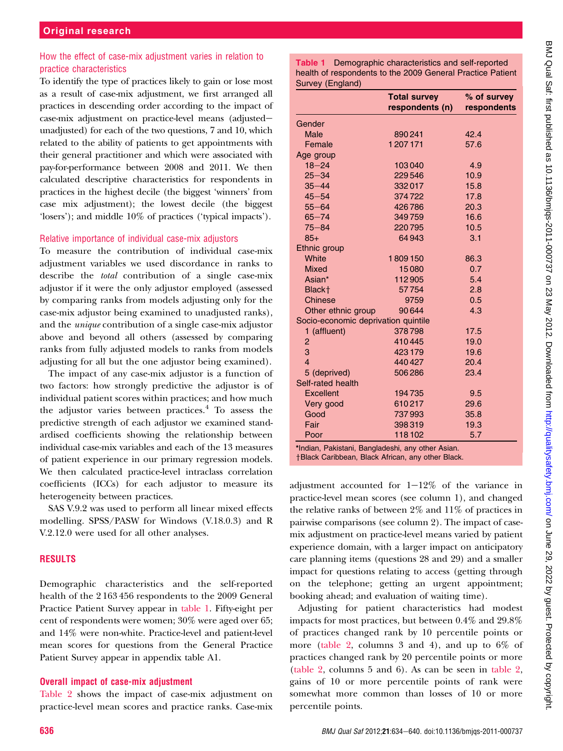### How the effect of case-mix adjustment varies in relation to practice characteristics

To identify the type of practices likely to gain or lose most as a result of case-mix adjustment, we first arranged all practices in descending order according to the impact of case-mix adjustment on practice-level means (adjusted−unadjusted) for each of the two questions, 7 and 10, which related to the ability of patients to get appointments with their general practitioner and which were associated with pay-for-performance between 2008 and 2011. We then calculated descriptive characteristics for respondents in practices in the highest decile (the biggest 'winners' from case mix adjustment); the lowest decile (the biggest 'losers'); and middle 10% of practices ('typical impacts').

### Relative importance of individual case-mix adjustors

To measure the contribution of individual case-mix adjustment variables we used discordance in ranks to describe the *total* contribution of a single case-mix adjustor if it were the only adjustor employed (assessed by comparing ranks from models adjusting only for the case-mix adjustor being examined to unadjusted ranks), and the *unique* contribution of a single case-mix adjustor above and beyond all others (assessed by comparing ranks from fully adjusted models to ranks from models adjusting for all but the one adjustor being examined).

The impact of any case-mix adjustor is a function of two factors: how strongly predictive the adjustor is of individual patient scores within practices; and how much the adjustor varies between practices.[4] To assess the predictive strength of each adjustor we examined standardised coefficients showing the relationship between individual case-mix variables and each of the 13 measures of patient experience in our primary regression models. We then calculated practice-level intraclass correlation coefficients (ICCs) for each adjustor to measure its heterogeneity between practices.

SAS V.9.2 was used to perform all linear mixed effects modelling. SPSS/PASW for Windows (V.18.0.3) and R V.2.12.0 were used for all other analyses.

## RESULTS

Demographic characteristics and the self-reported health of the 2 163 456 respondents to the 2009 General Practice Patient Survey appear in table 1. Fifty-eight per cent of respondents were women; 30% were aged over 65; and 14% were non-white. Practice-level and patient-level mean scores for questions from the General Practice Patient Survey appear in appendix table A1.

### Overall impact of case-mix adjustment

Table 2 shows the impact of case-mix adjustment on practice-level mean scores and practice ranks. Case-mix adjustment accounted for 1−12% of the variance in practice-level mean scores (see column 1), and changed the relative ranks of between 2% and 11% of practices in pairwise comparisons (see column 2). The impact of case-mix adjustment on practice-level means varied by patient experience domain, with a larger impact on anticipatory care planning items (questions 28 and 29) and a smaller impact for questions relating to access (getting through on the telephone; getting an urgent appointment; booking ahead; and evaluation of waiting time).

Adjusting for patient characteristics had modest impacts for most practices, but between 0.4% and 29.8% of practices changed rank by 10 percentile points or more (table 2, columns 3 and 4), and up to 6% of practices changed rank by 20 percentile points or more (table 2, columns 5 and 6). As can be seen in table 2, gains of 10 or more percentile points of rank were somewhat more common than losses of 10 or more percentile points.

**Table 1** Demographic characteristics and self-reported health of respondents to the 2009 General Practice Patient Survey (England)

| | Total survey respondents (n) | % of survey respondents |
|---|---|---|
| **Gender** | | |
| Male | 890 241 | 42.4 |
| Female | 1 207 171 | 57.6 |
| **Age group** | | |
| 18−24 | 103 040 | 4.9 |
| 25−34 | 229 546 | 10.9 |
| 35−44 | 332 017 | 15.8 |
| 45−54 | 374 722 | 17.8 |
| 55−64 | 426 786 | 20.3 |
| 65−74 | 349 759 | 16.6 |
| 75−84 | 220 795 | 10.5 |
| 85+ | 64 943 | 3.1 |
| **Ethnic group** | | |
| White | 1 809 150 | 86.3 |
| Mixed | 15 080 | 0.7 |
| Asian* | 112 905 | 5.4 |
| Black† | 57 754 | 2.8 |
| Chinese | 9759 | 0.5 |
| Other ethnic group | 90 644 | 4.3 |
| **Socio-economic deprivation quintile** | | |
| 1 (affluent) | 378 798 | 17.5 |
| 2 | 410 445 | 19.0 |
| 3 | 423 179 | 19.6 |
| 4 | 440 427 | 20.4 |
| 5 (deprived) | 506 286 | 23.4 |
| **Self-rated health** | | |
| Excellent | 194 735 | 9.5 |
| Very good | 610 217 | 29.6 |
| Good | 737 993 | 35.8 |
| Fair | 398 319 | 19.3 |
| Poor | 118 102 | 5.7 |

*Indian, Pakistani, Bangladeshi, any other Asian.
†Black Caribbean, Black African, any other Black.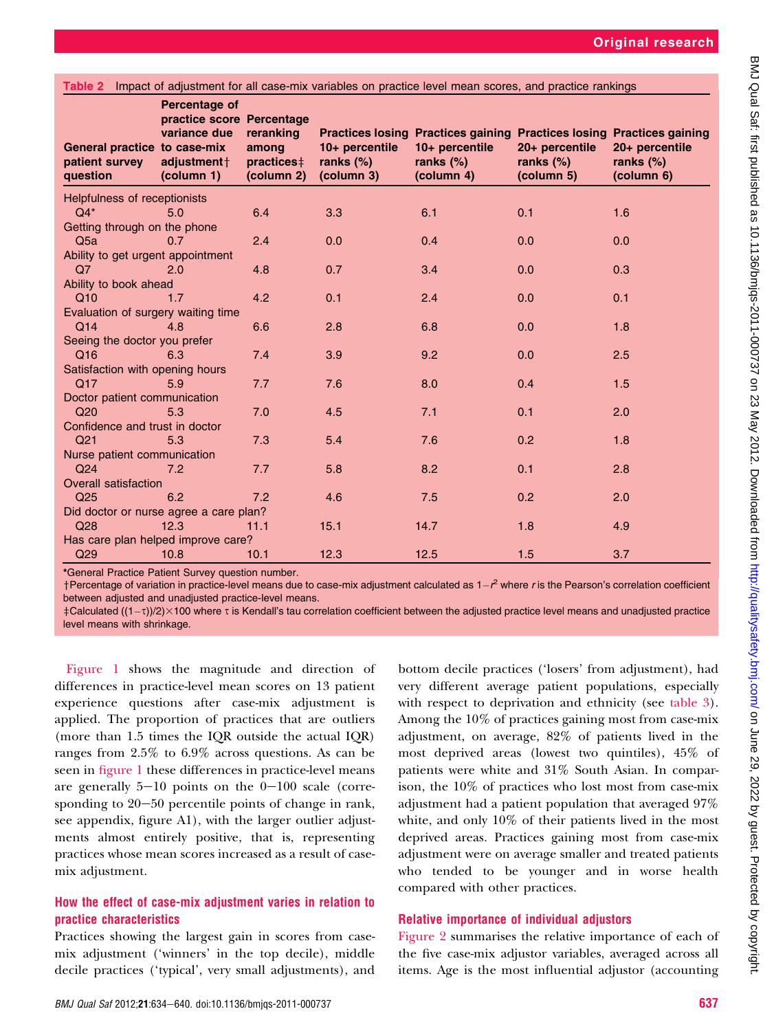**Table 2** Impact of adjustment for all case-mix variables on practice level mean scores, and practice rankings

| General practice patient survey question | Percentage of practice score variance due to case-mix adjustment† (column 1) | Percentage reranking among practices‡ (column 2) | Practices losing 10+ percentile ranks (%) (column 3) | Practices gaining 10+ percentile ranks (%) (column 4) | Practices losing 20+ percentile ranks (%) (column 5) | Practices gaining 20+ percentile ranks (%) (column 6) |
|---|---|---|---|---|---|---|
| Helpfulness of receptionists | | | | | | |
| Q4* | 5.0 | 6.4 | 3.3 | 6.1 | 0.1 | 1.6 |
| Getting through on the phone | | | | | | |
| Q5a | 0.7 | 2.4 | 0.0 | 0.4 | 0.0 | 0.0 |
| Ability to get urgent appointment | | | | | | |
| Q7 | 2.0 | 4.8 | 0.7 | 3.4 | 0.0 | 0.3 |
| Ability to book ahead | | | | | | |
| Q10 | 1.7 | 4.2 | 0.1 | 2.4 | 0.0 | 0.1 |
| Evaluation of surgery waiting time | | | | | | |
| Q14 | 4.8 | 6.6 | 2.8 | 6.8 | 0.0 | 1.8 |
| Seeing the doctor you prefer | | | | | | |
| Q16 | 6.3 | 7.4 | 3.9 | 9.2 | 0.0 | 2.5 |
| Satisfaction with opening hours | | | | | | |
| Q17 | 5.9 | 7.7 | 7.6 | 8.0 | 0.4 | 1.5 |
| Doctor patient communication | | | | | | |
| Q20 | 5.3 | 7.0 | 4.5 | 7.1 | 0.1 | 2.0 |
| Confidence and trust in doctor | | | | | | |
| Q21 | 5.3 | 7.3 | 5.4 | 7.6 | 0.2 | 1.8 |
| Nurse patient communication | | | | | | |
| Q24 | 7.2 | 7.7 | 5.8 | 8.2 | 0.1 | 2.8 |
| Overall satisfaction | | | | | | |
| Q25 | 6.2 | 7.2 | 4.6 | 7.5 | 0.2 | 2.0 |
| Did doctor or nurse agree a care plan? | | | | | | |
| Q28 | 12.3 | 11.1 | 15.1 | 14.7 | 1.8 | 4.9 |
| Has care plan helped improve care? | | | | | | |
| Q29 | 10.8 | 10.1 | 12.3 | 12.5 | 1.5 | 3.7 |

*General Practice Patient Survey question number.
†Percentage of variation in practice-level means due to case-mix adjustment calculated as $1-r^2$ where $r$ is the Pearson's correlation coefficient between adjusted and unadjusted practice-level means.
‡Calculated $((1-\tau)/2)\times100$ where $\tau$ is Kendall's tau correlation coefficient between the adjusted practice level means and unadjusted practice level means with shrinkage.

Figure 1 shows the magnitude and direction of differences in practice-level mean scores on 13 patient experience questions after case-mix adjustment is applied. The proportion of practices that are outliers (more than 1.5 times the IQR outside the actual IQR) ranges from 2.5% to 6.9% across questions. As can be seen in figure 1 these differences in practice-level means are generally 5–10 points on the 0–100 scale (corresponding to 20–50 percentile points of change in rank, see appendix, figure A1), with the larger outlier adjustments almost entirely positive, that is, representing practices whose mean scores increased as a result of case-mix adjustment.

## How the effect of case-mix adjustment varies in relation to practice characteristics

Practices showing the largest gain in scores from case-mix adjustment ('winners' in the top decile), middle decile practices ('typical', very small adjustments), and bottom decile practices ('losers' from adjustment), had very different average patient populations, especially with respect to deprivation and ethnicity (see table 3). Among the 10% of practices gaining most from case-mix adjustment, on average, 82% of patients lived in the most deprived areas (lowest two quintiles), 45% of patients were white and 31% South Asian. In comparison, the 10% of practices who lost most from case-mix adjustment had a patient population that averaged 97% white, and only 10% of their patients lived in the most deprived areas. Practices gaining most from case-mix adjustment were on average smaller and treated patients who tended to be younger and in worse health compared with other practices.

## Relative importance of individual adjustors

Figure 2 summarises the relative importance of each of the five case-mix adjustor variables, averaged across all items. Age is the most influential adjustor (accounting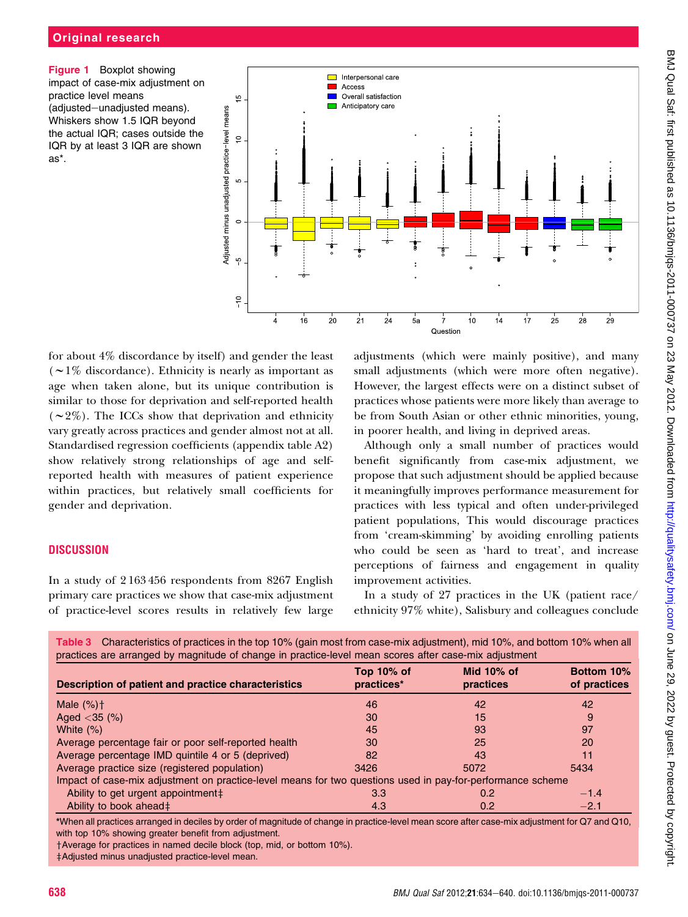Figure 1 Boxplot showing impact of case-mix adjustment on practice level means (adjusted−unadjusted means). Whiskers show 1.5 IQR beyond the actual IQR; cases outside the IQR by at least 3 IQR are shown as*.

for about 4% discordance by itself) and gender the least (∼1% discordance). Ethnicity is nearly as important as age when taken alone, but its unique contribution is similar to those for deprivation and self-reported health (∼2%). The ICCs show that deprivation and ethnicity vary greatly across practices and gender almost not at all. Standardised regression coefficients (appendix table A2) show relatively strong relationships of age and self-reported health with measures of patient experience within practices, but relatively small coefficients for gender and deprivation.

## DISCUSSION

In a study of 2 163 456 respondents from 8267 English primary care practices we show that case-mix adjustment of practice-level scores results in relatively few large adjustments (which were mainly positive), and many small adjustments (which were more often negative). However, the largest effects were on a distinct subset of practices whose patients were more likely than average to be from South Asian or other ethnic minorities, young, in poorer health, and living in deprived areas.

Although only a small number of practices would benefit significantly from case-mix adjustment, we propose that such adjustment should be applied because it meaningfully improves performance measurement for practices with less typical and often under-privileged patient populations, This would discourage practices from 'cream-skimming' by avoiding enrolling patients who could be seen as 'hard to treat', and increase perceptions of fairness and engagement in quality improvement activities.

In a study of 27 practices in the UK (patient race/ethnicity 97% white), Salisbury and colleagues conclude

**Table 3** Characteristics of practices in the top 10% (gain most from case-mix adjustment), mid 10%, and bottom 10% when all practices are arranged by magnitude of change in practice-level mean scores after case-mix adjustment

| Description of patient and practice characteristics | Top 10% of practices* | Mid 10% of practices | Bottom 10% of practices |
|---|---|---|---|
| Male (%)† | 46 | 42 | 42 |
| Aged <35 (%) | 30 | 15 | 9 |
| White (%) | 45 | 93 | 97 |
| Average percentage fair or poor self-reported health | 30 | 25 | 20 |
| Average percentage IMD quintile 4 or 5 (deprived) | 82 | 43 | 11 |
| Average practice size (registered population) | 3426 | 5072 | 5434 |
| Impact of case-mix adjustment on practice-level means for two questions used in pay-for-performance scheme | | | |
| Ability to get urgent appointment‡ | 3.3 | 0.2 | −1.4 |
| Ability to book ahead‡ | 4.3 | 0.2 | −2.1 |

*When all practices arranged in deciles by order of magnitude of change in practice-level mean score after case-mix adjustment for Q7 and Q10, with top 10% showing greater benefit from adjustment.
†Average for practices in named decile block (top, mid, or bottom 10%).
‡Adjusted minus unadjusted practice-level mean.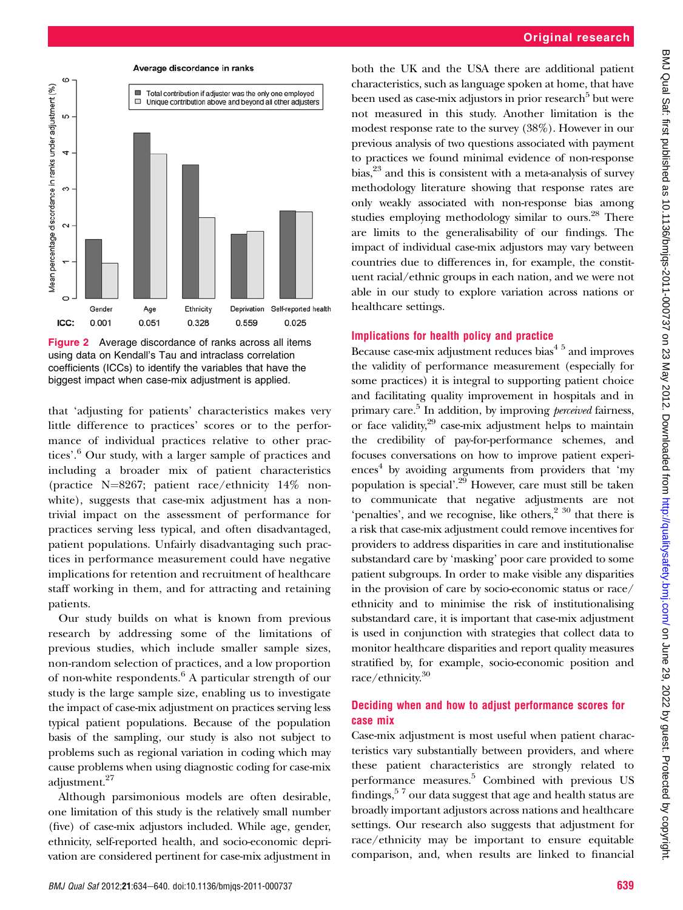Figure 2 Average discordance of ranks across all items using data on Kendall's Tau and intraclass correlation coefficients (ICCs) to identify the variables that have the biggest impact when case-mix adjustment is applied.

that 'adjusting for patients' characteristics makes very little difference to practices' scores or to the performance of individual practices relative to other practices'.[6] Our study, with a larger sample of practices and including a broader mix of patient characteristics (practice N=8267; patient race/ethnicity 14% non-white), suggests that case-mix adjustment has a non-trivial impact on the assessment of performance for practices serving less typical, and often disadvantaged, patient populations. Unfairly disadvantaging such practices in performance measurement could have negative implications for retention and recruitment of healthcare staff working in them, and for attracting and retaining patients.

Our study builds on what is known from previous research by addressing some of the limitations of previous studies, which include smaller sample sizes, non-random selection of practices, and a low proportion of non-white respondents.[6] A particular strength of our study is the large sample size, enabling us to investigate the impact of case-mix adjustment on practices serving less typical patient populations. Because of the population basis of the sampling, our study is also not subject to problems such as regional variation in coding which may cause problems when using diagnostic coding for case-mix adjustment.[27]

Although parsimonious models are often desirable, one limitation of this study is the relatively small number (five) of case-mix adjustors included. While age, gender, ethnicity, self-reported health, and socio-economic deprivation are considered pertinent for case-mix adjustment in both the UK and the USA there are additional patient characteristics, such as language spoken at home, that have been used as case-mix adjustors in prior research[5] but were not measured in this study. Another limitation is the modest response rate to the survey (38%). However in our previous analysis of two questions associated with payment to practices we found minimal evidence of non-response bias,[23] and this is consistent with a meta-analysis of survey methodology literature showing that response rates are only weakly associated with non-response bias among studies employing methodology similar to ours.[28] There are limits to the generalisability of our findings. The impact of individual case-mix adjustors may vary between countries due to differences in, for example, the constituent racial/ethnic groups in each nation, and we were not able in our study to explore variation across nations or healthcare settings.

### Implications for health policy and practice

Because case-mix adjustment reduces bias[4,5] and improves the validity of performance measurement (especially for some practices) it is integral to supporting patient choice and facilitating quality improvement in hospitals and in primary care.[5] In addition, by improving *perceived* fairness, or face validity,[29] case-mix adjustment helps to maintain the credibility of pay-for-performance schemes, and focuses conversations on how to improve patient experiences[4] by avoiding arguments from providers that 'my population is special'.[29] However, care must still be taken to communicate that negative adjustments are not 'penalties', and we recognise, like others,[2,30] that there is a risk that case-mix adjustment could remove incentives for providers to address disparities in care and institutionalise substandard care by 'masking' poor care provided to some patient subgroups. In order to make visible any disparities in the provision of care by socio-economic status or race/ethnicity and to minimise the risk of institutionalising substandard care, it is important that case-mix adjustment is used in conjunction with strategies that collect data to monitor healthcare disparities and report quality measures stratified by, for example, socio-economic position and race/ethnicity.[30]

### Deciding when and how to adjust performance scores for case mix

Case-mix adjustment is most useful when patient characteristics vary substantially between providers, and where these patient characteristics are strongly related to performance measures.[5] Combined with previous US findings,[5,7] our data suggest that age and health status are broadly important adjustors across nations and healthcare settings. Our research also suggests that adjustment for race/ethnicity may be important to ensure equitable comparison, and, when results are linked to financial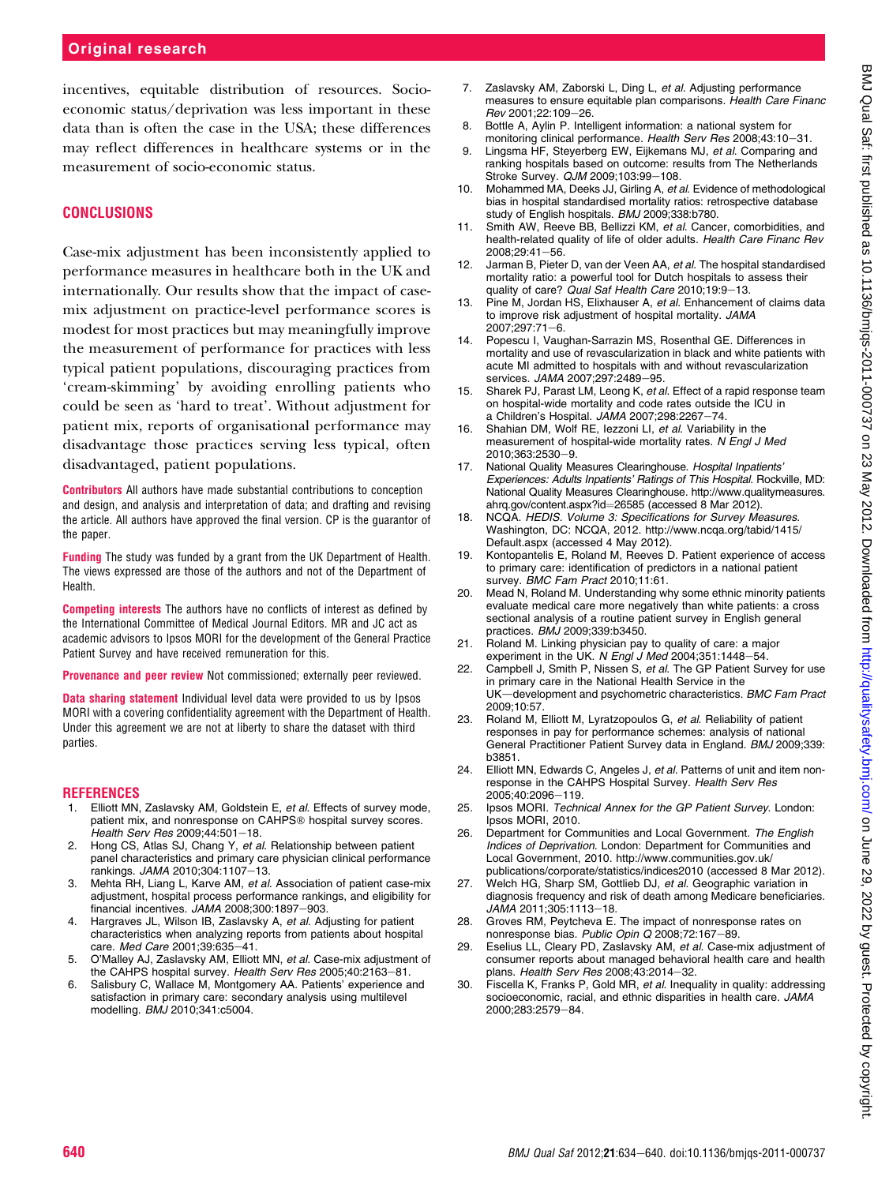incentives, equitable distribution of resources. Socio-economic status/deprivation was less important in these data than is often the case in the USA; these differences may reflect differences in healthcare systems or in the measurement of socio-economic status.

## CONCLUSIONS

Case-mix adjustment has been inconsistently applied to performance measures in healthcare both in the UK and internationally. Our results show that the impact of case-mix adjustment on practice-level performance scores is modest for most practices but may meaningfully improve the measurement of performance for practices with less typical patient populations, discouraging practices from 'cream-skimming' by avoiding enrolling patients who could be seen as 'hard to treat'. Without adjustment for patient mix, reports of organisational performance may disadvantage those practices serving less typical, often disadvantaged, patient populations.

**Contributors** All authors have made substantial contributions to conception and design, and analysis and interpretation of data; and drafting and revising the article. All authors have approved the final version. CP is the guarantor of the paper.

**Funding** The study was funded by a grant from the UK Department of Health. The views expressed are those of the authors and not of the Department of Health.

**Competing interests** The authors have no conflicts of interest as defined by the International Committee of Medical Journal Editors. MR and JC act as academic advisors to Ipsos MORI for the development of the General Practice Patient Survey and have received remuneration for this.

**Provenance and peer review** Not commissioned; externally peer reviewed.

**Data sharing statement** Individual level data were provided to us by Ipsos MORI with a covering confidentiality agreement with the Department of Health. Under this agreement we are not at liberty to share the dataset with third parties.

## REFERENCES

1. Elliott MN, Zaslavsky AM, Goldstein E, *et al.* Effects of survey mode, patient mix, and nonresponse on CAHPS® hospital survey scores. *Health Serv Res* 2009;44:501−18.
2. Hong CS, Atlas SJ, Chang Y, *et al.* Relationship between patient panel characteristics and primary care physician clinical performance rankings. *JAMA* 2010;304:1107−13.
3. Mehta RH, Liang L, Karve AM, *et al.* Association of patient case-mix adjustment, hospital process performance rankings, and eligibility for financial incentives. *JAMA* 2008;300:1897−903.
4. Hargraves JL, Wilson IB, Zaslavsky A, *et al.* Adjusting for patient characteristics when analyzing reports from patients about hospital care. *Med Care* 2001;39:635−41.
5. O'Malley AJ, Zaslavsky AM, Elliott MN, *et al.* Case-mix adjustment of the CAHPS hospital survey. *Health Serv Res* 2005;40:2163−81.
6. Salisbury C, Wallace M, Montgomery AA. Patients' experience and satisfaction in primary care: secondary analysis using multilevel modelling. *BMJ* 2010;341:c5004.
7. Zaslavsky AM, Zaborski L, Ding L, *et al.* Adjusting performance measures to ensure equitable plan comparisons. *Health Care Financ Rev* 2001;22:109−26.
8. Bottle A, Aylin P. Intelligent information: a national system for monitoring clinical performance. *Health Serv Res* 2008;43:10−31.
9. Lingsma HF, Steyerberg EW, Eijkemans MJ, *et al.* Comparing and ranking hospitals based on outcome: results from The Netherlands Stroke Survey. *QJM* 2009;103:99−108.
10. Mohammed MA, Deeks JJ, Girling A, *et al.* Evidence of methodological bias in hospital standardised mortality ratios: retrospective database study of English hospitals. *BMJ* 2009;338:b780.
11. Smith AW, Reeve BB, Bellizzi KM, *et al.* Cancer, comorbidities, and health-related quality of life of older adults. *Health Care Financ Rev* 2008;29:41−56.
12. Jarman B, Pieter D, van der Veen AA, *et al.* The hospital standardised mortality ratio: a powerful tool for Dutch hospitals to assess their quality of care? *Qual Saf Health Care* 2010;19:9−13.
13. Pine M, Jordan HS, Elixhauser A, *et al.* Enhancement of claims data to improve risk adjustment of hospital mortality. *JAMA* 2007;297:71−6.
14. Popescu I, Vaughan-Sarrazin MS, Rosenthal GE. Differences in mortality and use of revascularization in black and white patients with acute MI admitted to hospitals with and without revascularization services. *JAMA* 2007;297:2489−95.
15. Sharek PJ, Parast LM, Leong K, *et al.* Effect of a rapid response team on hospital-wide mortality and code rates outside the ICU in a Children's Hospital. *JAMA* 2007;298:2267−74.
16. Shahian DM, Wolf RE, Iezzoni LI, *et al.* Variability in the measurement of hospital-wide mortality rates. *N Engl J Med* 2010;363:2530−9.
17. National Quality Measures Clearinghouse. *Hospital Inpatients' Experiences: Adults Inpatients' Ratings of This Hospital.* Rockville, MD: National Quality Measures Clearinghouse. http://www.qualitymeasures.ahrq.gov/content.aspx?id=26585 (accessed 8 Mar 2012).
18. NCQA. *HEDIS. Volume 3: Specifications for Survey Measures.* Washington, DC: NCQA, 2012. http://www.ncqa.org/tabid/1415/Default.aspx (accessed 4 May 2012).
19. Kontopantelis E, Roland M, Reeves D. Patient experience of access to primary care: identification of predictors in a national patient survey. *BMC Fam Pract* 2010;11:61.
20. Mead N, Roland M. Understanding why some ethnic minority patients evaluate medical care more negatively than white patients: a cross sectional analysis of a routine patient survey in English general practices. *BMJ* 2009;339:b3450.
21. Roland M. Linking physician pay to quality of care: a major experiment in the UK. *N Engl J Med* 2004;351:1448−54.
22. Campbell J, Smith P, Nissen S, *et al.* The GP Patient Survey for use in primary care in the National Health Service in the UK—development and psychometric characteristics. *BMC Fam Pract* 2009;10:57.
23. Roland M, Elliott M, Lyratzopoulos G, *et al.* Reliability of patient responses in pay for performance schemes: analysis of national General Practitioner Patient Survey data in England. *BMJ* 2009;339:b3851.
24. Elliott MN, Edwards C, Angeles J, *et al.* Patterns of unit and item non-response in the CAHPS Hospital Survey. *Health Serv Res* 2005;40:2096−119.
25. Ipsos MORI. *Technical Annex for the GP Patient Survey.* London: Ipsos MORI, 2010.
26. Department for Communities and Local Government. *The English Indices of Deprivation.* London: Department for Communities and Local Government, 2010. http://www.communities.gov.uk/publications/corporate/statistics/indices2010 (accessed 8 Mar 2012).
27. Welch HG, Sharp SM, Gottlieb DJ, *et al.* Geographic variation in diagnosis frequency and risk of death among Medicare beneficiaries. *JAMA* 2011;305:1113−18.
28. Groves RM, Peytcheva E. The impact of nonresponse rates on nonresponse bias. *Public Opin Q* 2008;72:167−89.
29. Eselius LL, Cleary PD, Zaslavsky AM, *et al.* Case-mix adjustment of consumer reports about managed behavioral health care and health plans. *Health Serv Res* 2008;43:2014−32.
30. Fiscella K, Franks P, Gold MR, *et al.* Inequality in quality: addressing socioeconomic, racial, and ethnic disparities in health care. *JAMA* 2000;283:2579−84.